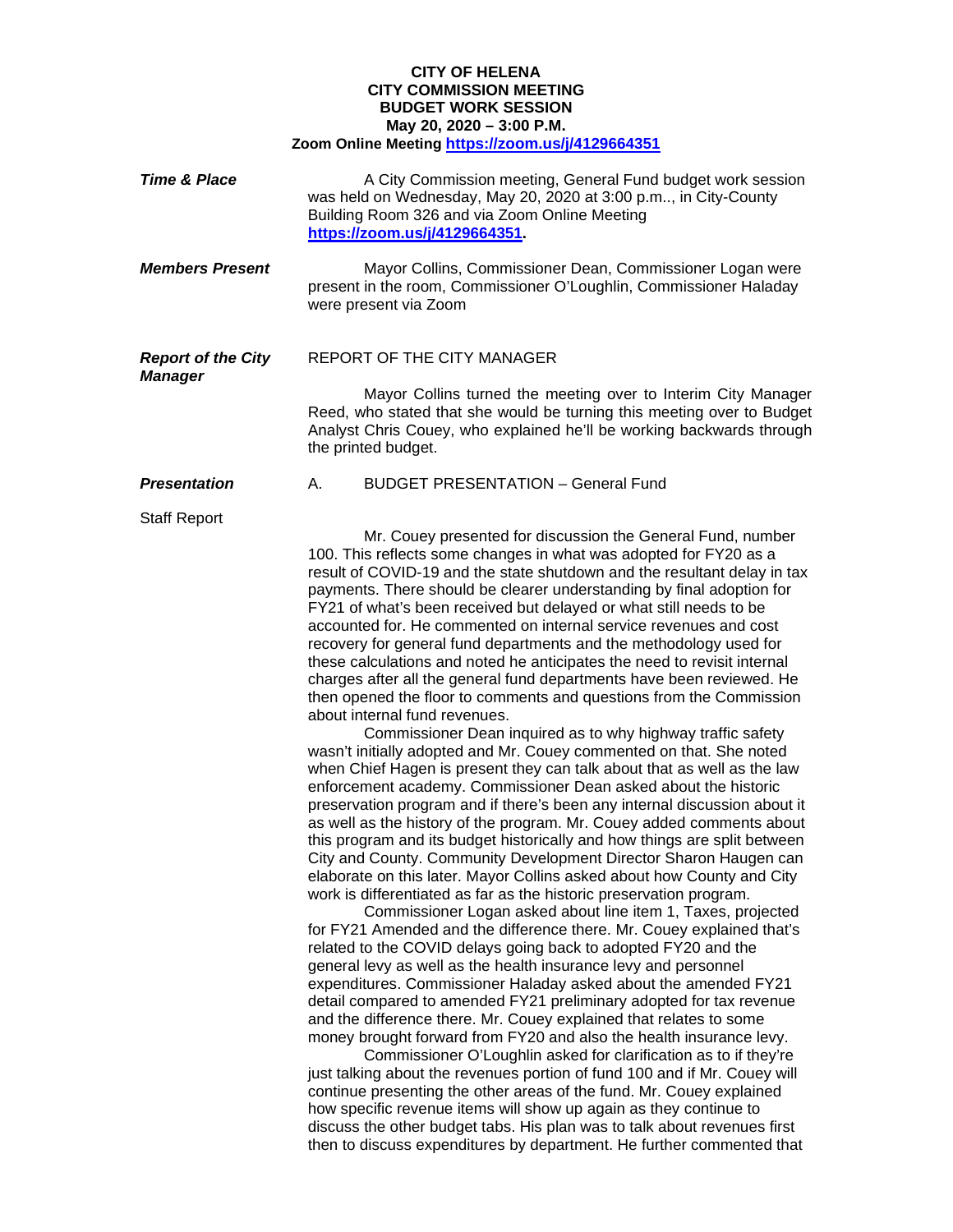**CITY OF HELENA**
**CITY COMMISSION MEETING**
**BUDGET WORK SESSION**
**May 20, 2020 – 3:00 P.M.**
**Zoom Online Meeting [https://zoom.us/j/4129664351](https://zoom.us/j/4129664351)**

***Time & Place***

A City Commission meeting, General Fund budget work session was held on Wednesday, May 20, 2020 at 3:00 p.m.., in City-County Building Room 326 and via Zoom Online Meeting **[https://zoom.us/j/4129664351](https://zoom.us/j/4129664351).**

***Members Present***

Mayor Collins, Commissioner Dean, Commissioner Logan were present in the room, Commissioner O'Loughlin, Commissioner Haladay were present via Zoom

***Report of the City Manager***

REPORT OF THE CITY MANAGER

Mayor Collins turned the meeting over to Interim City Manager Reed, who stated that she would be turning this meeting over to Budget Analyst Chris Couey, who explained he'll be working backwards through the printed budget.

***Presentation***

A. BUDGET PRESENTATION – General Fund

Staff Report

Mr. Couey presented for discussion the General Fund, number 100. This reflects some changes in what was adopted for FY20 as a result of COVID-19 and the state shutdown and the resultant delay in tax payments. There should be clearer understanding by final adoption for FY21 of what's been received but delayed or what still needs to be accounted for. He commented on internal service revenues and cost recovery for general fund departments and the methodology used for these calculations and noted he anticipates the need to revisit internal charges after all the general fund departments have been reviewed. He then opened the floor to comments and questions from the Commission about internal fund revenues.

Commissioner Dean inquired as to why highway traffic safety wasn't initially adopted and Mr. Couey commented on that. She noted when Chief Hagen is present they can talk about that as well as the law enforcement academy. Commissioner Dean asked about the historic preservation program and if there's been any internal discussion about it as well as the history of the program. Mr. Couey added comments about this program and its budget historically and how things are split between City and County. Community Development Director Sharon Haugen can elaborate on this later. Mayor Collins asked about how County and City work is differentiated as far as the historic preservation program.

Commissioner Logan asked about line item 1, Taxes, projected for FY21 Amended and the difference there. Mr. Couey explained that's related to the COVID delays going back to adopted FY20 and the general levy as well as the health insurance levy and personnel expenditures. Commissioner Haladay asked about the amended FY21 detail compared to amended FY21 preliminary adopted for tax revenue and the difference there. Mr. Couey explained that relates to some money brought forward from FY20 and also the health insurance levy.

Commissioner O'Loughlin asked for clarification as to if they're just talking about the revenues portion of fund 100 and if Mr. Couey will continue presenting the other areas of the fund. Mr. Couey explained how specific revenue items will show up again as they continue to discuss the other budget tabs. His plan was to talk about revenues first then to discuss expenditures by department. He further commented that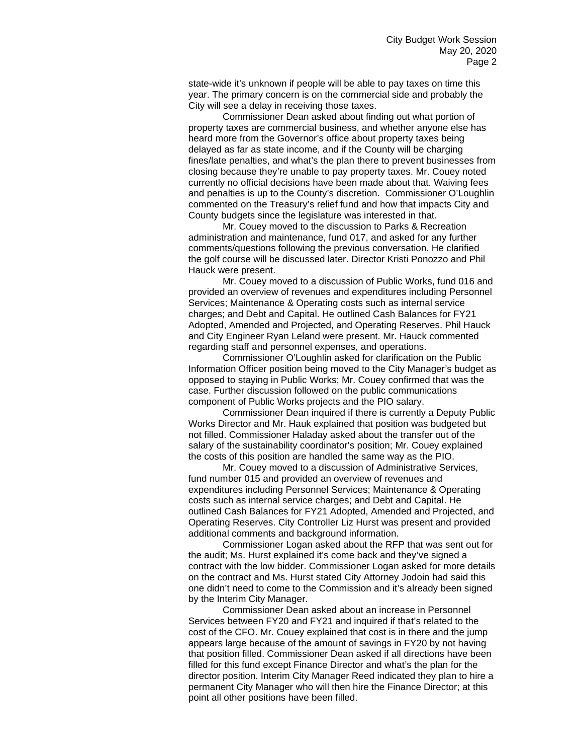state-wide it's unknown if people will be able to pay taxes on time this year. The primary concern is on the commercial side and probably the City will see a delay in receiving those taxes.

Commissioner Dean asked about finding out what portion of property taxes are commercial business, and whether anyone else has heard more from the Governor's office about property taxes being delayed as far as state income, and if the County will be charging fines/late penalties, and what's the plan there to prevent businesses from closing because they're unable to pay property taxes. Mr. Couey noted currently no official decisions have been made about that. Waiving fees and penalties is up to the County's discretion. Commissioner O'Loughlin commented on the Treasury's relief fund and how that impacts City and County budgets since the legislature was interested in that.

Mr. Couey moved to the discussion to Parks & Recreation administration and maintenance, fund 017, and asked for any further comments/questions following the previous conversation. He clarified the golf course will be discussed later. Director Kristi Ponozzo and Phil Hauck were present.

Mr. Couey moved to a discussion of Public Works, fund 016 and provided an overview of revenues and expenditures including Personnel Services; Maintenance & Operating costs such as internal service charges; and Debt and Capital. He outlined Cash Balances for FY21 Adopted, Amended and Projected, and Operating Reserves. Phil Hauck and City Engineer Ryan Leland were present. Mr. Hauck commented regarding staff and personnel expenses, and operations.

Commissioner O'Loughlin asked for clarification on the Public Information Officer position being moved to the City Manager's budget as opposed to staying in Public Works; Mr. Couey confirmed that was the case. Further discussion followed on the public communications component of Public Works projects and the PIO salary.

Commissioner Dean inquired if there is currently a Deputy Public Works Director and Mr. Hauk explained that position was budgeted but not filled. Commissioner Haladay asked about the transfer out of the salary of the sustainability coordinator's position; Mr. Couey explained the costs of this position are handled the same way as the PIO.

Mr. Couey moved to a discussion of Administrative Services, fund number 015 and provided an overview of revenues and expenditures including Personnel Services; Maintenance & Operating costs such as internal service charges; and Debt and Capital. He outlined Cash Balances for FY21 Adopted, Amended and Projected, and Operating Reserves. City Controller Liz Hurst was present and provided additional comments and background information.

Commissioner Logan asked about the RFP that was sent out for the audit; Ms. Hurst explained it's come back and they've signed a contract with the low bidder. Commissioner Logan asked for more details on the contract and Ms. Hurst stated City Attorney Jodoin had said this one didn't need to come to the Commission and it's already been signed by the Interim City Manager.

Commissioner Dean asked about an increase in Personnel Services between FY20 and FY21 and inquired if that's related to the cost of the CFO. Mr. Couey explained that cost is in there and the jump appears large because of the amount of savings in FY20 by not having that position filled. Commissioner Dean asked if all directions have been filled for this fund except Finance Director and what's the plan for the director position. Interim City Manager Reed indicated they plan to hire a permanent City Manager who will then hire the Finance Director; at this point all other positions have been filled.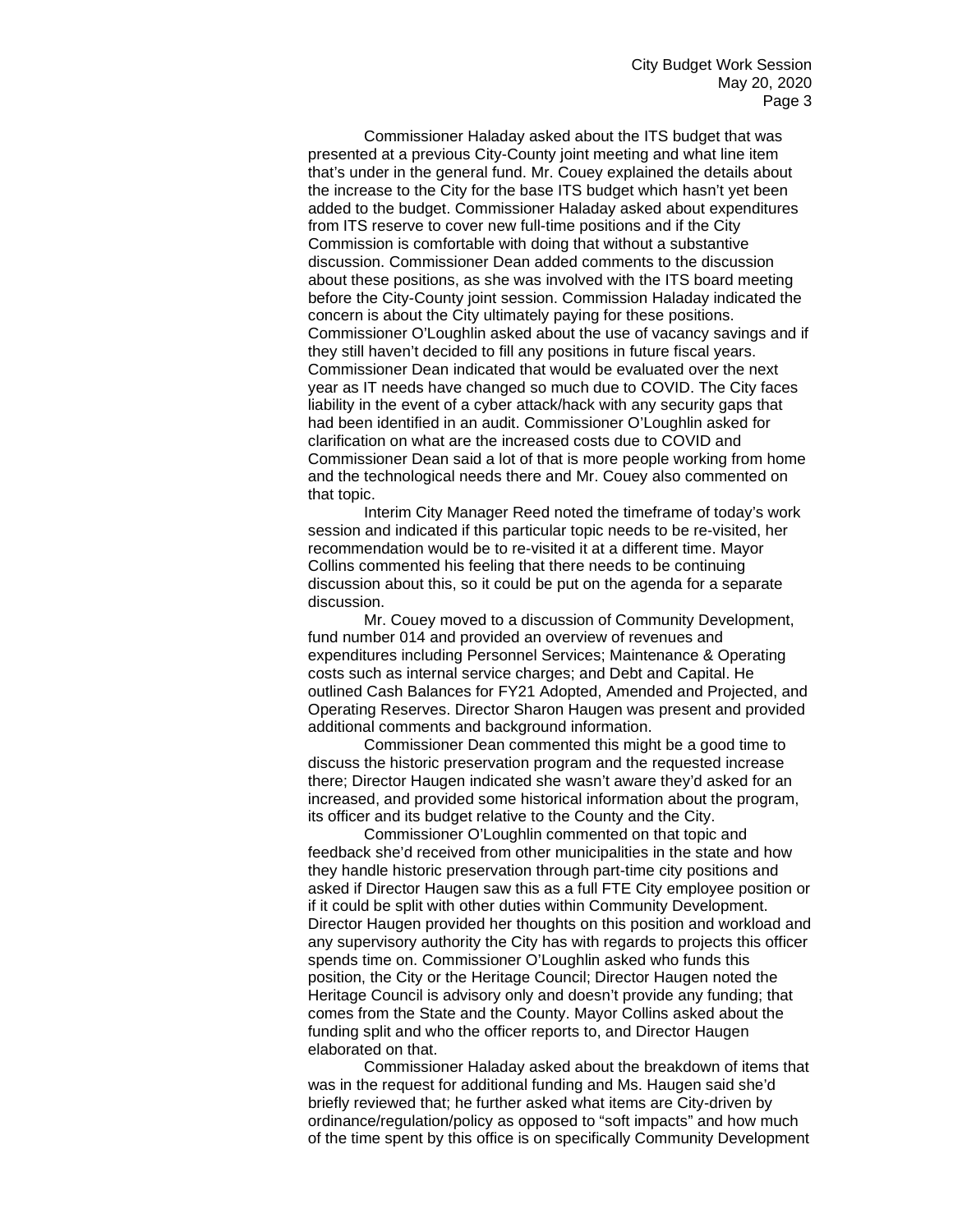Commissioner Haladay asked about the ITS budget that was presented at a previous City-County joint meeting and what line item that's under in the general fund. Mr. Couey explained the details about the increase to the City for the base ITS budget which hasn't yet been added to the budget. Commissioner Haladay asked about expenditures from ITS reserve to cover new full-time positions and if the City Commission is comfortable with doing that without a substantive discussion. Commissioner Dean added comments to the discussion about these positions, as she was involved with the ITS board meeting before the City-County joint session. Commission Haladay indicated the concern is about the City ultimately paying for these positions. Commissioner O'Loughlin asked about the use of vacancy savings and if they still haven't decided to fill any positions in future fiscal years. Commissioner Dean indicated that would be evaluated over the next year as IT needs have changed so much due to COVID. The City faces liability in the event of a cyber attack/hack with any security gaps that had been identified in an audit. Commissioner O'Loughlin asked for clarification on what are the increased costs due to COVID and Commissioner Dean said a lot of that is more people working from home and the technological needs there and Mr. Couey also commented on that topic.

Interim City Manager Reed noted the timeframe of today's work session and indicated if this particular topic needs to be re-visited, her recommendation would be to re-visited it at a different time. Mayor Collins commented his feeling that there needs to be continuing discussion about this, so it could be put on the agenda for a separate discussion.

Mr. Couey moved to a discussion of Community Development, fund number 014 and provided an overview of revenues and expenditures including Personnel Services; Maintenance & Operating costs such as internal service charges; and Debt and Capital. He outlined Cash Balances for FY21 Adopted, Amended and Projected, and Operating Reserves. Director Sharon Haugen was present and provided additional comments and background information.

Commissioner Dean commented this might be a good time to discuss the historic preservation program and the requested increase there; Director Haugen indicated she wasn't aware they'd asked for an increased, and provided some historical information about the program, its officer and its budget relative to the County and the City.

Commissioner O'Loughlin commented on that topic and feedback she'd received from other municipalities in the state and how they handle historic preservation through part-time city positions and asked if Director Haugen saw this as a full FTE City employee position or if it could be split with other duties within Community Development. Director Haugen provided her thoughts on this position and workload and any supervisory authority the City has with regards to projects this officer spends time on. Commissioner O'Loughlin asked who funds this position, the City or the Heritage Council; Director Haugen noted the Heritage Council is advisory only and doesn't provide any funding; that comes from the State and the County. Mayor Collins asked about the funding split and who the officer reports to, and Director Haugen elaborated on that.

Commissioner Haladay asked about the breakdown of items that was in the request for additional funding and Ms. Haugen said she'd briefly reviewed that; he further asked what items are City-driven by ordinance/regulation/policy as opposed to "soft impacts" and how much of the time spent by this office is on specifically Community Development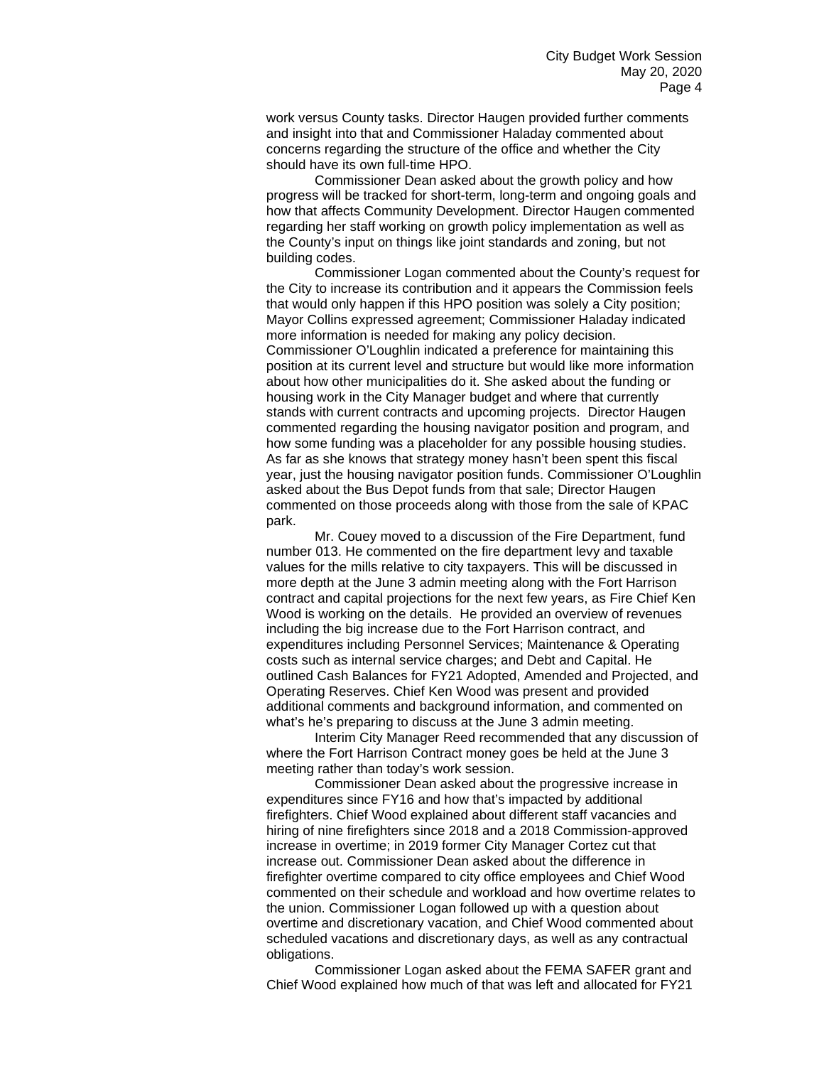work versus County tasks. Director Haugen provided further comments and insight into that and Commissioner Haladay commented about concerns regarding the structure of the office and whether the City should have its own full-time HPO.

Commissioner Dean asked about the growth policy and how progress will be tracked for short-term, long-term and ongoing goals and how that affects Community Development. Director Haugen commented regarding her staff working on growth policy implementation as well as the County's input on things like joint standards and zoning, but not building codes.

Commissioner Logan commented about the County's request for the City to increase its contribution and it appears the Commission feels that would only happen if this HPO position was solely a City position; Mayor Collins expressed agreement; Commissioner Haladay indicated more information is needed for making any policy decision. Commissioner O'Loughlin indicated a preference for maintaining this position at its current level and structure but would like more information about how other municipalities do it. She asked about the funding or housing work in the City Manager budget and where that currently stands with current contracts and upcoming projects. Director Haugen commented regarding the housing navigator position and program, and how some funding was a placeholder for any possible housing studies. As far as she knows that strategy money hasn't been spent this fiscal year, just the housing navigator position funds. Commissioner O'Loughlin asked about the Bus Depot funds from that sale; Director Haugen commented on those proceeds along with those from the sale of KPAC park.

Mr. Couey moved to a discussion of the Fire Department, fund number 013. He commented on the fire department levy and taxable values for the mills relative to city taxpayers. This will be discussed in more depth at the June 3 admin meeting along with the Fort Harrison contract and capital projections for the next few years, as Fire Chief Ken Wood is working on the details. He provided an overview of revenues including the big increase due to the Fort Harrison contract, and expenditures including Personnel Services; Maintenance & Operating costs such as internal service charges; and Debt and Capital. He outlined Cash Balances for FY21 Adopted, Amended and Projected, and Operating Reserves. Chief Ken Wood was present and provided additional comments and background information, and commented on what's he's preparing to discuss at the June 3 admin meeting.

Interim City Manager Reed recommended that any discussion of where the Fort Harrison Contract money goes be held at the June 3 meeting rather than today's work session.

Commissioner Dean asked about the progressive increase in expenditures since FY16 and how that's impacted by additional firefighters. Chief Wood explained about different staff vacancies and hiring of nine firefighters since 2018 and a 2018 Commission-approved increase in overtime; in 2019 former City Manager Cortez cut that increase out. Commissioner Dean asked about the difference in firefighter overtime compared to city office employees and Chief Wood commented on their schedule and workload and how overtime relates to the union. Commissioner Logan followed up with a question about overtime and discretionary vacation, and Chief Wood commented about scheduled vacations and discretionary days, as well as any contractual obligations.

Commissioner Logan asked about the FEMA SAFER grant and Chief Wood explained how much of that was left and allocated for FY21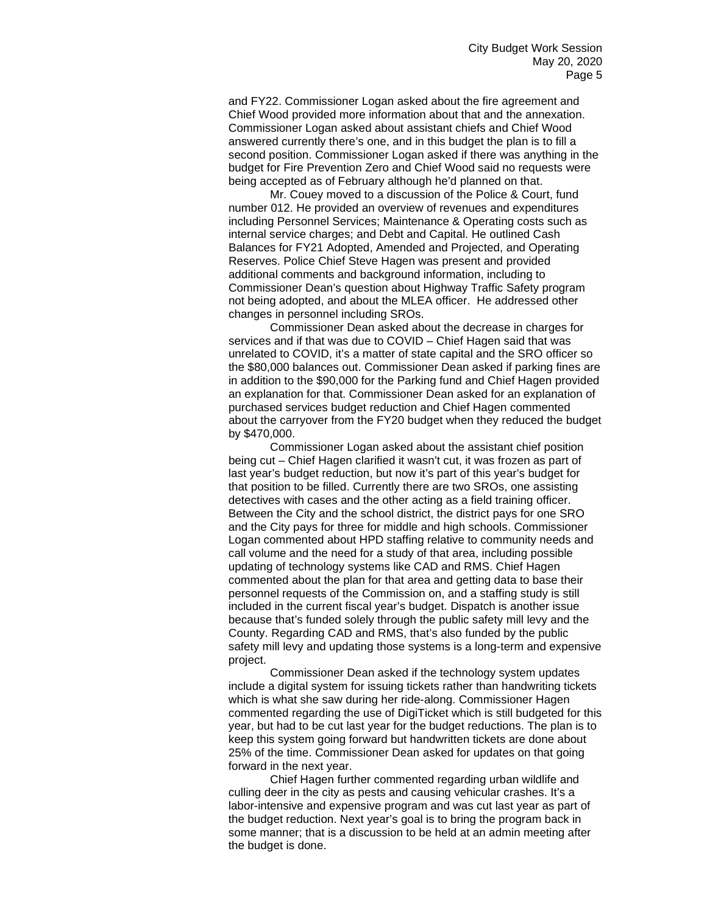and FY22. Commissioner Logan asked about the fire agreement and Chief Wood provided more information about that and the annexation. Commissioner Logan asked about assistant chiefs and Chief Wood answered currently there's one, and in this budget the plan is to fill a second position. Commissioner Logan asked if there was anything in the budget for Fire Prevention Zero and Chief Wood said no requests were being accepted as of February although he'd planned on that.

Mr. Couey moved to a discussion of the Police & Court, fund number 012. He provided an overview of revenues and expenditures including Personnel Services; Maintenance & Operating costs such as internal service charges; and Debt and Capital. He outlined Cash Balances for FY21 Adopted, Amended and Projected, and Operating Reserves. Police Chief Steve Hagen was present and provided additional comments and background information, including to Commissioner Dean's question about Highway Traffic Safety program not being adopted, and about the MLEA officer. He addressed other changes in personnel including SROs.

Commissioner Dean asked about the decrease in charges for services and if that was due to COVID – Chief Hagen said that was unrelated to COVID, it's a matter of state capital and the SRO officer so the $80,000 balances out. Commissioner Dean asked if parking fines are in addition to the $90,000 for the Parking fund and Chief Hagen provided an explanation for that. Commissioner Dean asked for an explanation of purchased services budget reduction and Chief Hagen commented about the carryover from the FY20 budget when they reduced the budget by $470,000.

Commissioner Logan asked about the assistant chief position being cut – Chief Hagen clarified it wasn't cut, it was frozen as part of last year's budget reduction, but now it's part of this year's budget for that position to be filled. Currently there are two SROs, one assisting detectives with cases and the other acting as a field training officer. Between the City and the school district, the district pays for one SRO and the City pays for three for middle and high schools. Commissioner Logan commented about HPD staffing relative to community needs and call volume and the need for a study of that area, including possible updating of technology systems like CAD and RMS. Chief Hagen commented about the plan for that area and getting data to base their personnel requests of the Commission on, and a staffing study is still included in the current fiscal year's budget. Dispatch is another issue because that's funded solely through the public safety mill levy and the County. Regarding CAD and RMS, that's also funded by the public safety mill levy and updating those systems is a long-term and expensive project.

Commissioner Dean asked if the technology system updates include a digital system for issuing tickets rather than handwriting tickets which is what she saw during her ride-along. Commissioner Hagen commented regarding the use of DigiTicket which is still budgeted for this year, but had to be cut last year for the budget reductions. The plan is to keep this system going forward but handwritten tickets are done about 25% of the time. Commissioner Dean asked for updates on that going forward in the next year.

Chief Hagen further commented regarding urban wildlife and culling deer in the city as pests and causing vehicular crashes. It's a labor-intensive and expensive program and was cut last year as part of the budget reduction. Next year's goal is to bring the program back in some manner; that is a discussion to be held at an admin meeting after the budget is done.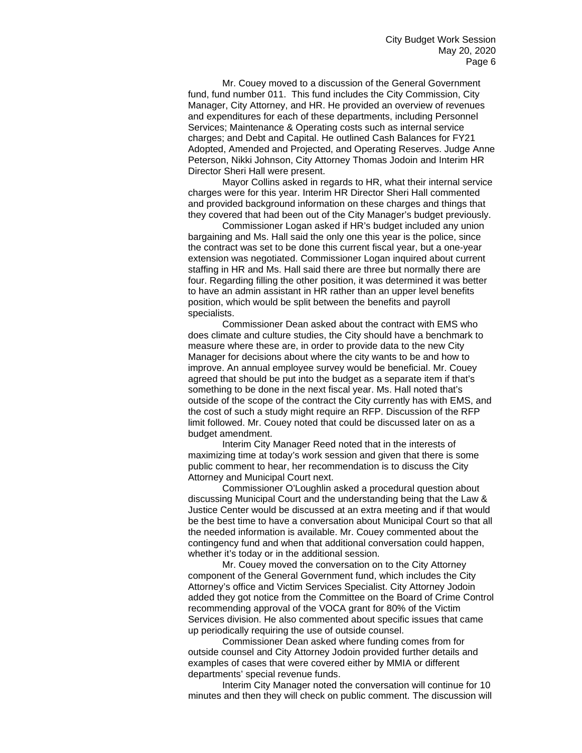Mr. Couey moved to a discussion of the General Government fund, fund number 011. This fund includes the City Commission, City Manager, City Attorney, and HR. He provided an overview of revenues and expenditures for each of these departments, including Personnel Services; Maintenance & Operating costs such as internal service charges; and Debt and Capital. He outlined Cash Balances for FY21 Adopted, Amended and Projected, and Operating Reserves. Judge Anne Peterson, Nikki Johnson, City Attorney Thomas Jodoin and Interim HR Director Sheri Hall were present.

Mayor Collins asked in regards to HR, what their internal service charges were for this year. Interim HR Director Sheri Hall commented and provided background information on these charges and things that they covered that had been out of the City Manager's budget previously.

Commissioner Logan asked if HR's budget included any union bargaining and Ms. Hall said the only one this year is the police, since the contract was set to be done this current fiscal year, but a one-year extension was negotiated. Commissioner Logan inquired about current staffing in HR and Ms. Hall said there are three but normally there are four. Regarding filling the other position, it was determined it was better to have an admin assistant in HR rather than an upper level benefits position, which would be split between the benefits and payroll specialists.

Commissioner Dean asked about the contract with EMS who does climate and culture studies, the City should have a benchmark to measure where these are, in order to provide data to the new City Manager for decisions about where the city wants to be and how to improve. An annual employee survey would be beneficial. Mr. Couey agreed that should be put into the budget as a separate item if that's something to be done in the next fiscal year. Ms. Hall noted that's outside of the scope of the contract the City currently has with EMS, and the cost of such a study might require an RFP. Discussion of the RFP limit followed. Mr. Couey noted that could be discussed later on as a budget amendment.

Interim City Manager Reed noted that in the interests of maximizing time at today's work session and given that there is some public comment to hear, her recommendation is to discuss the City Attorney and Municipal Court next.

Commissioner O'Loughlin asked a procedural question about discussing Municipal Court and the understanding being that the Law & Justice Center would be discussed at an extra meeting and if that would be the best time to have a conversation about Municipal Court so that all the needed information is available. Mr. Couey commented about the contingency fund and when that additional conversation could happen, whether it's today or in the additional session.

Mr. Couey moved the conversation on to the City Attorney component of the General Government fund, which includes the City Attorney's office and Victim Services Specialist. City Attorney Jodoin added they got notice from the Committee on the Board of Crime Control recommending approval of the VOCA grant for 80% of the Victim Services division. He also commented about specific issues that came up periodically requiring the use of outside counsel.

Commissioner Dean asked where funding comes from for outside counsel and City Attorney Jodoin provided further details and examples of cases that were covered either by MMIA or different departments' special revenue funds.

Interim City Manager noted the conversation will continue for 10 minutes and then they will check on public comment. The discussion will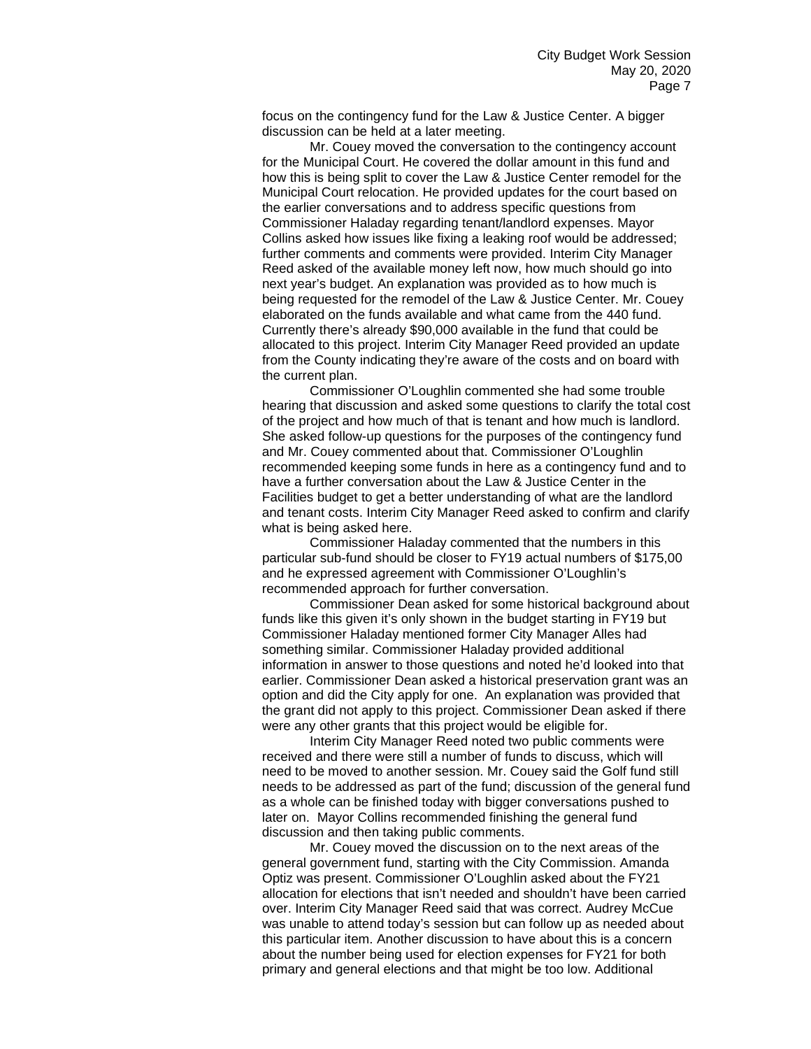focus on the contingency fund for the Law & Justice Center. A bigger discussion can be held at a later meeting.

Mr. Couey moved the conversation to the contingency account for the Municipal Court. He covered the dollar amount in this fund and how this is being split to cover the Law & Justice Center remodel for the Municipal Court relocation. He provided updates for the court based on the earlier conversations and to address specific questions from Commissioner Haladay regarding tenant/landlord expenses. Mayor Collins asked how issues like fixing a leaking roof would be addressed; further comments and comments were provided. Interim City Manager Reed asked of the available money left now, how much should go into next year's budget. An explanation was provided as to how much is being requested for the remodel of the Law & Justice Center. Mr. Couey elaborated on the funds available and what came from the 440 fund. Currently there's already $90,000 available in the fund that could be allocated to this project. Interim City Manager Reed provided an update from the County indicating they're aware of the costs and on board with the current plan.

Commissioner O'Loughlin commented she had some trouble hearing that discussion and asked some questions to clarify the total cost of the project and how much of that is tenant and how much is landlord. She asked follow-up questions for the purposes of the contingency fund and Mr. Couey commented about that. Commissioner O'Loughlin recommended keeping some funds in here as a contingency fund and to have a further conversation about the Law & Justice Center in the Facilities budget to get a better understanding of what are the landlord and tenant costs. Interim City Manager Reed asked to confirm and clarify what is being asked here.

Commissioner Haladay commented that the numbers in this particular sub-fund should be closer to FY19 actual numbers of $175,00 and he expressed agreement with Commissioner O'Loughlin's recommended approach for further conversation.

Commissioner Dean asked for some historical background about funds like this given it's only shown in the budget starting in FY19 but Commissioner Haladay mentioned former City Manager Alles had something similar. Commissioner Haladay provided additional information in answer to those questions and noted he'd looked into that earlier. Commissioner Dean asked a historical preservation grant was an option and did the City apply for one. An explanation was provided that the grant did not apply to this project. Commissioner Dean asked if there were any other grants that this project would be eligible for.

Interim City Manager Reed noted two public comments were received and there were still a number of funds to discuss, which will need to be moved to another session. Mr. Couey said the Golf fund still needs to be addressed as part of the fund; discussion of the general fund as a whole can be finished today with bigger conversations pushed to later on. Mayor Collins recommended finishing the general fund discussion and then taking public comments.

Mr. Couey moved the discussion on to the next areas of the general government fund, starting with the City Commission. Amanda Optiz was present. Commissioner O'Loughlin asked about the FY21 allocation for elections that isn't needed and shouldn't have been carried over. Interim City Manager Reed said that was correct. Audrey McCue was unable to attend today's session but can follow up as needed about this particular item. Another discussion to have about this is a concern about the number being used for election expenses for FY21 for both primary and general elections and that might be too low. Additional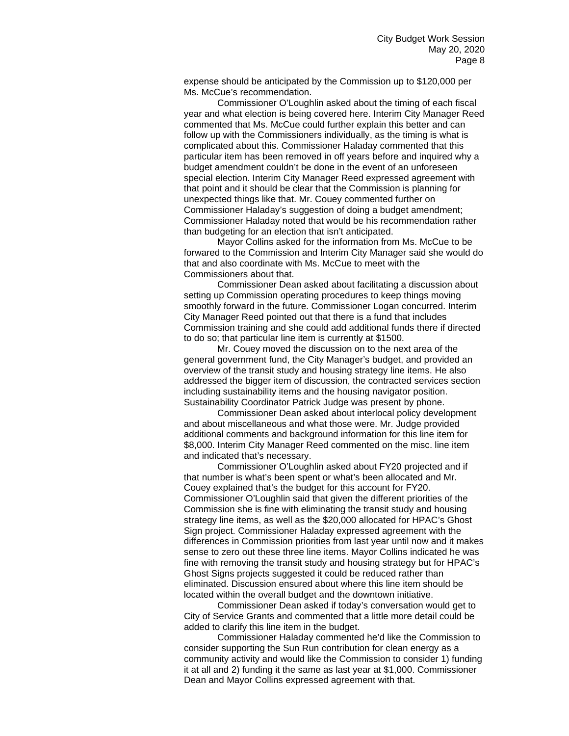expense should be anticipated by the Commission up to $120,000 per Ms. McCue's recommendation.

Commissioner O'Loughlin asked about the timing of each fiscal year and what election is being covered here. Interim City Manager Reed commented that Ms. McCue could further explain this better and can follow up with the Commissioners individually, as the timing is what is complicated about this. Commissioner Haladay commented that this particular item has been removed in off years before and inquired why a budget amendment couldn't be done in the event of an unforeseen special election. Interim City Manager Reed expressed agreement with that point and it should be clear that the Commission is planning for unexpected things like that. Mr. Couey commented further on Commissioner Haladay's suggestion of doing a budget amendment; Commissioner Haladay noted that would be his recommendation rather than budgeting for an election that isn't anticipated.

Mayor Collins asked for the information from Ms. McCue to be forwarded to the Commission and Interim City Manager said she would do that and also coordinate with Ms. McCue to meet with the Commissioners about that.

Commissioner Dean asked about facilitating a discussion about setting up Commission operating procedures to keep things moving smoothly forward in the future. Commissioner Logan concurred. Interim City Manager Reed pointed out that there is a fund that includes Commission training and she could add additional funds there if directed to do so; that particular line item is currently at $1500.

Mr. Couey moved the discussion on to the next area of the general government fund, the City Manager's budget, and provided an overview of the transit study and housing strategy line items. He also addressed the bigger item of discussion, the contracted services section including sustainability items and the housing navigator position. Sustainability Coordinator Patrick Judge was present by phone.

Commissioner Dean asked about interlocal policy development and about miscellaneous and what those were. Mr. Judge provided additional comments and background information for this line item for $8,000. Interim City Manager Reed commented on the misc. line item and indicated that's necessary.

Commissioner O'Loughlin asked about FY20 projected and if that number is what's been spent or what's been allocated and Mr. Couey explained that's the budget for this account for FY20. Commissioner O'Loughlin said that given the different priorities of the Commission she is fine with eliminating the transit study and housing strategy line items, as well as the $20,000 allocated for HPAC's Ghost Sign project. Commissioner Haladay expressed agreement with the differences in Commission priorities from last year until now and it makes sense to zero out these three line items. Mayor Collins indicated he was fine with removing the transit study and housing strategy but for HPAC's Ghost Signs projects suggested it could be reduced rather than eliminated. Discussion ensured about where this line item should be located within the overall budget and the downtown initiative.

Commissioner Dean asked if today's conversation would get to City of Service Grants and commented that a little more detail could be added to clarify this line item in the budget.

Commissioner Haladay commented he'd like the Commission to consider supporting the Sun Run contribution for clean energy as a community activity and would like the Commission to consider 1) funding it at all and 2) funding it the same as last year at $1,000. Commissioner Dean and Mayor Collins expressed agreement with that.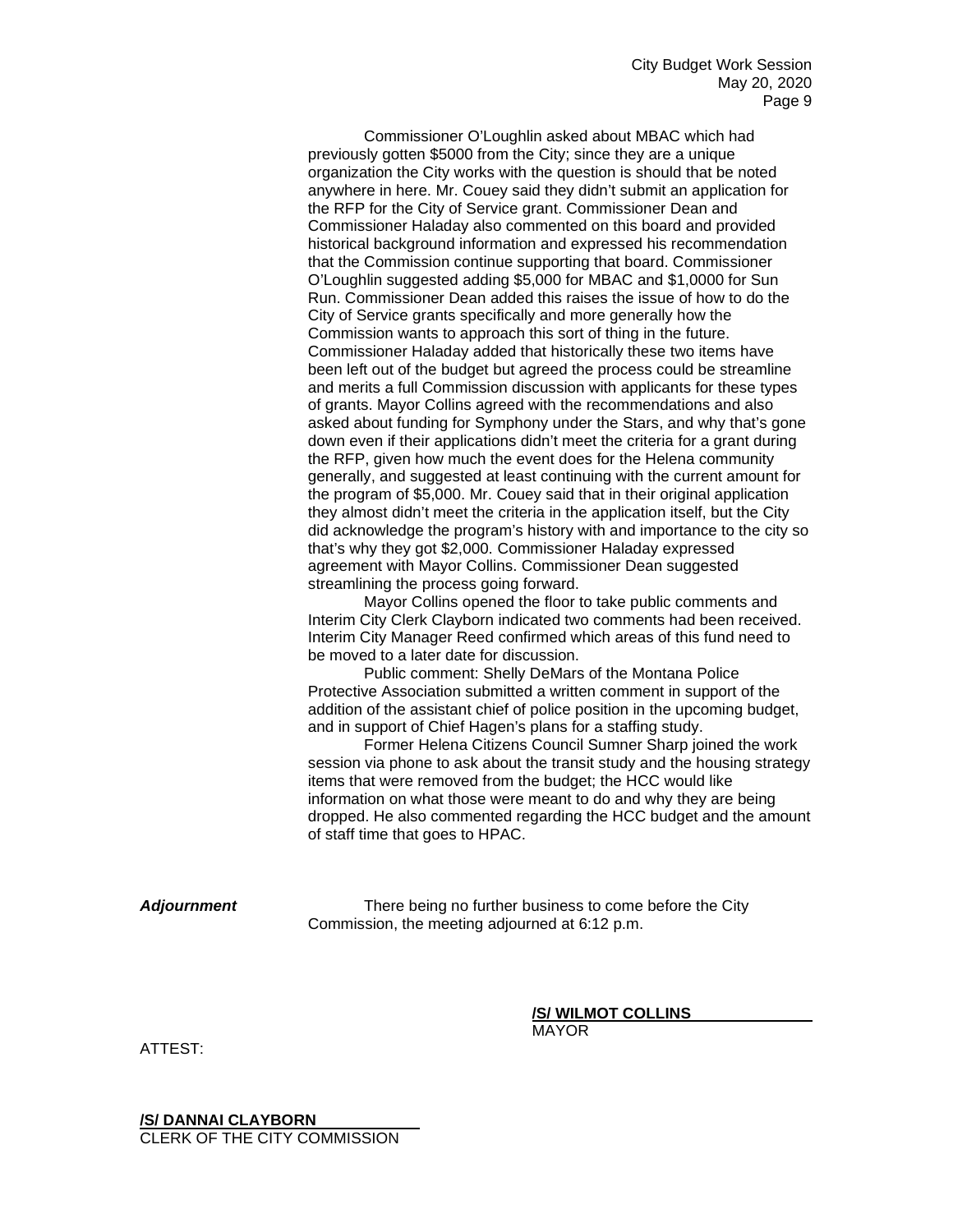Commissioner O'Loughlin asked about MBAC which had previously gotten $5000 from the City; since they are a unique organization the City works with the question is should that be noted anywhere in here. Mr. Couey said they didn't submit an application for the RFP for the City of Service grant. Commissioner Dean and Commissioner Haladay also commented on this board and provided historical background information and expressed his recommendation that the Commission continue supporting that board. Commissioner O'Loughlin suggested adding $5,000 for MBAC and $1,0000 for Sun Run. Commissioner Dean added this raises the issue of how to do the City of Service grants specifically and more generally how the Commission wants to approach this sort of thing in the future. Commissioner Haladay added that historically these two items have been left out of the budget but agreed the process could be streamline and merits a full Commission discussion with applicants for these types of grants. Mayor Collins agreed with the recommendations and also asked about funding for Symphony under the Stars, and why that's gone down even if their applications didn't meet the criteria for a grant during the RFP, given how much the event does for the Helena community generally, and suggested at least continuing with the current amount for the program of $5,000. Mr. Couey said that in their original application they almost didn't meet the criteria in the application itself, but the City did acknowledge the program's history with and importance to the city so that's why they got $2,000. Commissioner Haladay expressed agreement with Mayor Collins. Commissioner Dean suggested streamlining the process going forward.

Mayor Collins opened the floor to take public comments and Interim City Clerk Clayborn indicated two comments had been received. Interim City Manager Reed confirmed which areas of this fund need to be moved to a later date for discussion.

Public comment: Shelly DeMars of the Montana Police Protective Association submitted a written comment in support of the addition of the assistant chief of police position in the upcoming budget, and in support of Chief Hagen's plans for a staffing study.

Former Helena Citizens Council Sumner Sharp joined the work session via phone to ask about the transit study and the housing strategy items that were removed from the budget; the HCC would like information on what those were meant to do and why they are being dropped. He also commented regarding the HCC budget and the amount of staff time that goes to HPAC.

***Adjournment*** There being no further business to come before the City Commission, the meeting adjourned at 6:12 p.m.

**/S/ WILMOT COLLINS**
MAYOR

ATTEST:

**/S/ DANNAI CLAYBORN**
CLERK OF THE CITY COMMISSION